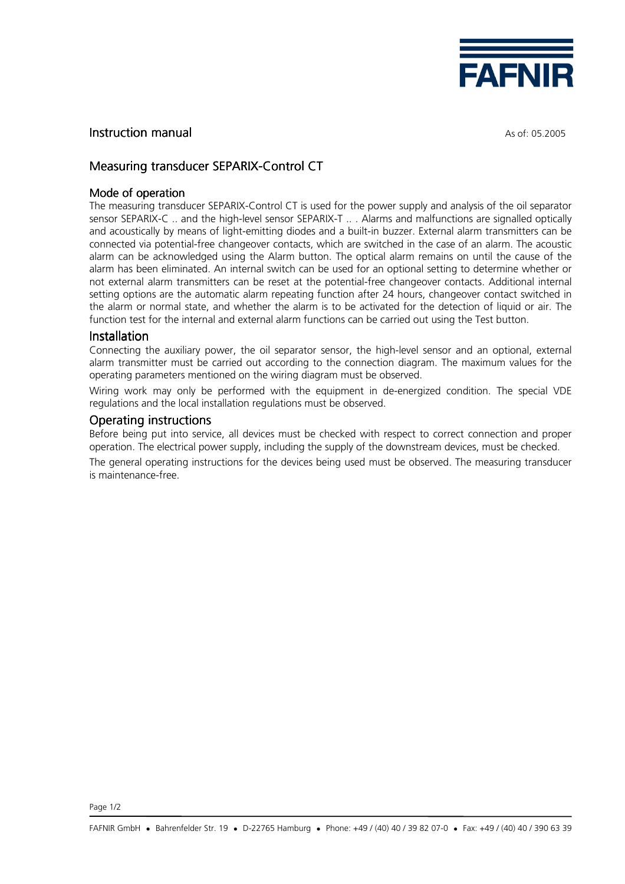FAFNIR

Instruction manual

As of: 05.2005

# Measuring transducer SEPARIX-Control CT

## Mode of operation

The measuring transducer SEPARIX-Control CT is used for the power supply and analysis of the oil separator sensor SEPARIX-C .. and the high-level sensor SEPARIX-T .. . Alarms and malfunctions are signalled optically and acoustically by means of light-emitting diodes and a built-in buzzer. External alarm transmitters can be connected via potential-free changeover contacts, which are switched in the case of an alarm. The acoustic alarm can be acknowledged using the Alarm button. The optical alarm remains on until the cause of the alarm has been eliminated. An internal switch can be used for an optional setting to determine whether or not external alarm transmitters can be reset at the potential-free changeover contacts. Additional internal setting options are the automatic alarm repeating function after 24 hours, changeover contact switched in the alarm or normal state, and whether the alarm is to be activated for the detection of liquid or air. The function test for the internal and external alarm functions can be carried out using the Test button.

## Installation

Connecting the auxiliary power, the oil separator sensor, the high-level sensor and an optional, external alarm transmitter must be carried out according to the connection diagram. The maximum values for the operating parameters mentioned on the wiring diagram must be observed.

Wiring work may only be performed with the equipment in de-energized condition. The special VDE regulations and the local installation regulations must be observed.

## Operating instructions

Before being put into service, all devices must be checked with respect to correct connection and proper operation. The electrical power supply, including the supply of the downstream devices, must be checked.

The general operating instructions for the devices being used must be observed. The measuring transducer is maintenance-free.

FAFNIR GmbH • Bahrenfelder Str. 19 • D-22765 Hamburg • Phone: +49 / (40) 40 / 39 82 07-0 • Fax: +49 / (40) 40 / 390 63 39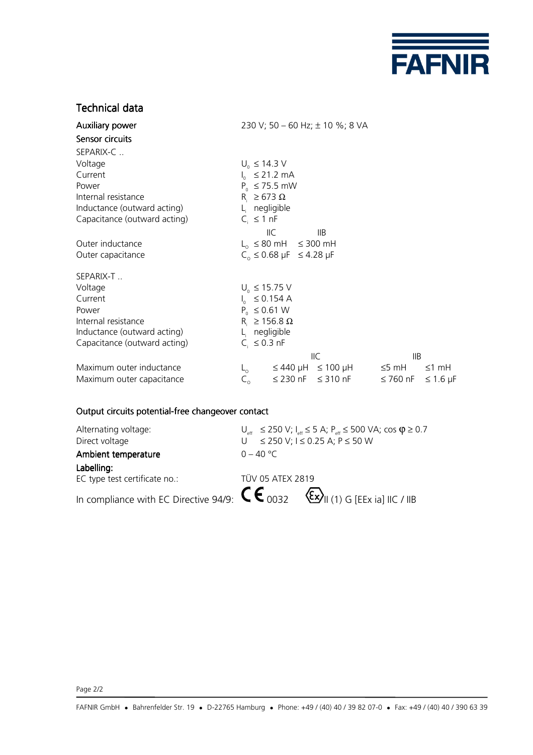FAFNIR

## Technical data

| | | | | | |
|---|---|---|---|---|---|
| **Auxiliary power** | 230 V; 50 – 60 Hz; ± 10 %; 8 VA | | | | |
| **Sensor circuits** | | | | | |
| SEPARIX-C .. | | | | | |
| Voltage | $U_0$ ≤ 14.3 V | | | | |
| Current | $I_0$ ≤ 21.2 mA | | | | |
| Power | $P_0$ ≤ 75.5 mW | | | | |
| Internal resistance | $R_i$ ≥ 673 Ω | | | | |
| Inductance (outward acting) | $L_i$ negligible | | | | |
| Capacitance (outward acting) | $C_i$ ≤ 1 nF | | | | |
| | IIC | IIB | | | |
| Outer inductance | $L_O$ ≤ 80 mH | ≤ 300 mH | | | |
| Outer capacitance | $C_O$ ≤ 0.68 µF | ≤ 4.28 µF | | | |
| SEPARIX-T .. | | | | | |
| Voltage | $U_0$ ≤ 15.75 V | | | | |
| Current | $I_0$ ≤ 0.154 A | | | | |
| Power | $P_0$ ≤ 0.61 W | | | | |
| Internal resistance | $R_i$ ≥ 156.8 Ω | | | | |
| Inductance (outward acting) | $L_i$ negligible | | | | |
| Capacitance (outward acting) | $C_i$ ≤ 0.3 nF | | | | |
| | | IIC | | IIB | |
| Maximum outer inductance | $L_O$ | ≤ 440 µH | ≤ 100 µH | ≤5 mH | ≤1 mH |
| Maximum outer capacitance | $C_O$ | ≤ 230 nF | ≤ 310 nF | ≤ 760 nF | ≤ 1.6 µF |

**Output circuits potential-free changeover contact**

| | |
|---|---|
| Alternating voltage: | $U_{eff}$ ≤ 250 V; $I_{eff}$ ≤ 5 A; $P_{eff}$ ≤ 500 VA; cos φ ≥ 0.7 |
| Direct voltage | U ≤ 250 V; I ≤ 0.25 A; P ≤ 50 W |
| **Ambient temperature** | 0 – 40 °C |
| **Labelling:** | |
| EC type test certificate no.: | TÜV 05 ATEX 2819 |
| In compliance with EC Directive 94/9: | CE 0032 Ex II (1) G [EEx ia] IIC / IIB |

FAFNIR GmbH • Bahrenfelder Str. 19 • D-22765 Hamburg • Phone: +49 / (40) 40 / 39 82 07-0 • Fax: +49 / (40) 40 / 390 63 39